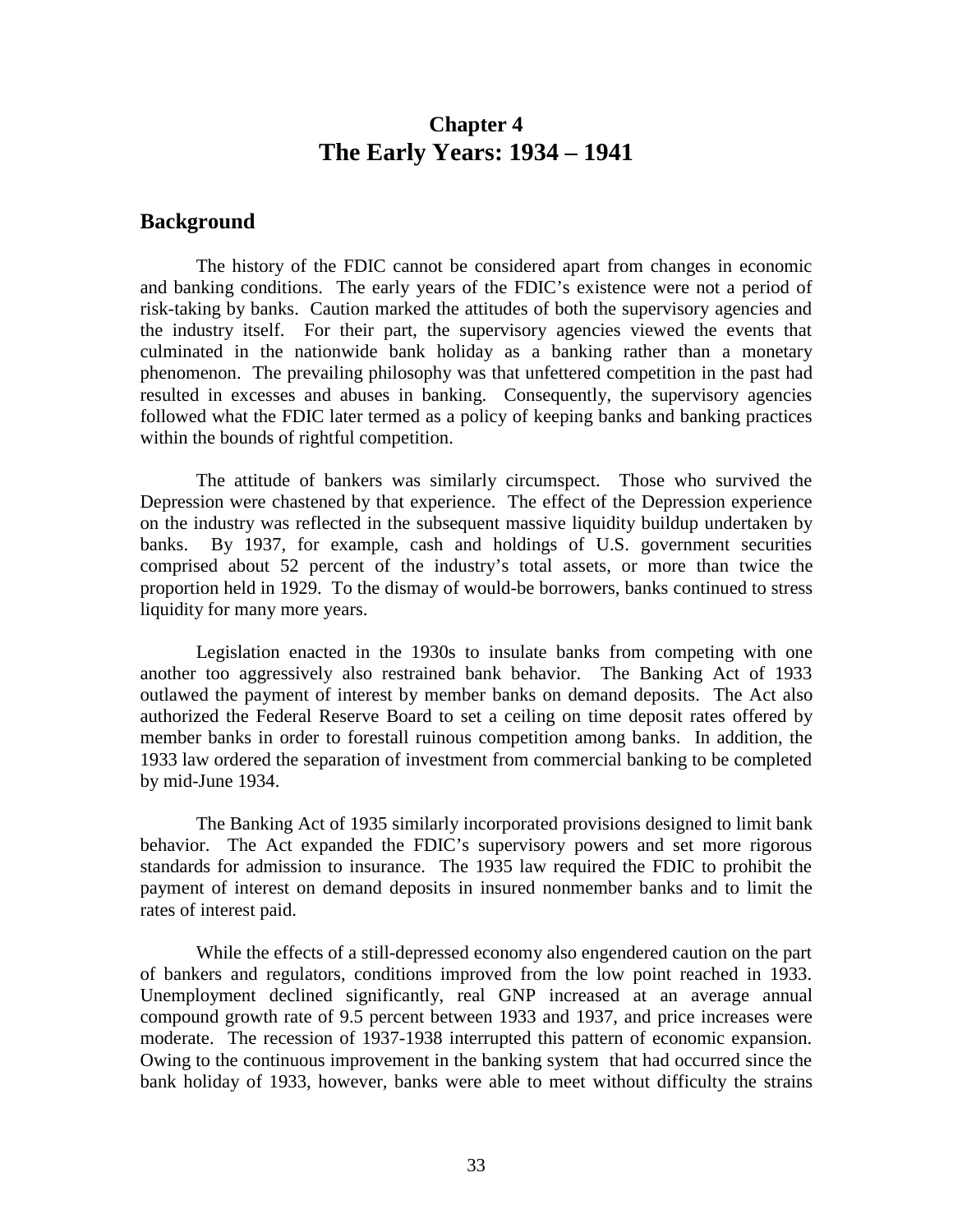# Chapter 4
# The Early Years: 1934 – 1941

## Background

The history of the FDIC cannot be considered apart from changes in economic and banking conditions. The early years of the FDIC's existence were not a period of risk-taking by banks. Caution marked the attitudes of both the supervisory agencies and the industry itself. For their part, the supervisory agencies viewed the events that culminated in the nationwide bank holiday as a banking rather than a monetary phenomenon. The prevailing philosophy was that unfettered competition in the past had resulted in excesses and abuses in banking. Consequently, the supervisory agencies followed what the FDIC later termed as a policy of keeping banks and banking practices within the bounds of rightful competition.

The attitude of bankers was similarly circumspect. Those who survived the Depression were chastened by that experience. The effect of the Depression experience on the industry was reflected in the subsequent massive liquidity buildup undertaken by banks. By 1937, for example, cash and holdings of U.S. government securities comprised about 52 percent of the industry's total assets, or more than twice the proportion held in 1929. To the dismay of would-be borrowers, banks continued to stress liquidity for many more years.

Legislation enacted in the 1930s to insulate banks from competing with one another too aggressively also restrained bank behavior. The Banking Act of 1933 outlawed the payment of interest by member banks on demand deposits. The Act also authorized the Federal Reserve Board to set a ceiling on time deposit rates offered by member banks in order to forestall ruinous competition among banks. In addition, the 1933 law ordered the separation of investment from commercial banking to be completed by mid-June 1934.

The Banking Act of 1935 similarly incorporated provisions designed to limit bank behavior. The Act expanded the FDIC's supervisory powers and set more rigorous standards for admission to insurance. The 1935 law required the FDIC to prohibit the payment of interest on demand deposits in insured nonmember banks and to limit the rates of interest paid.

While the effects of a still-depressed economy also engendered caution on the part of bankers and regulators, conditions improved from the low point reached in 1933. Unemployment declined significantly, real GNP increased at an average annual compound growth rate of 9.5 percent between 1933 and 1937, and price increases were moderate. The recession of 1937-1938 interrupted this pattern of economic expansion. Owing to the continuous improvement in the banking system that had occurred since the bank holiday of 1933, however, banks were able to meet without difficulty the strains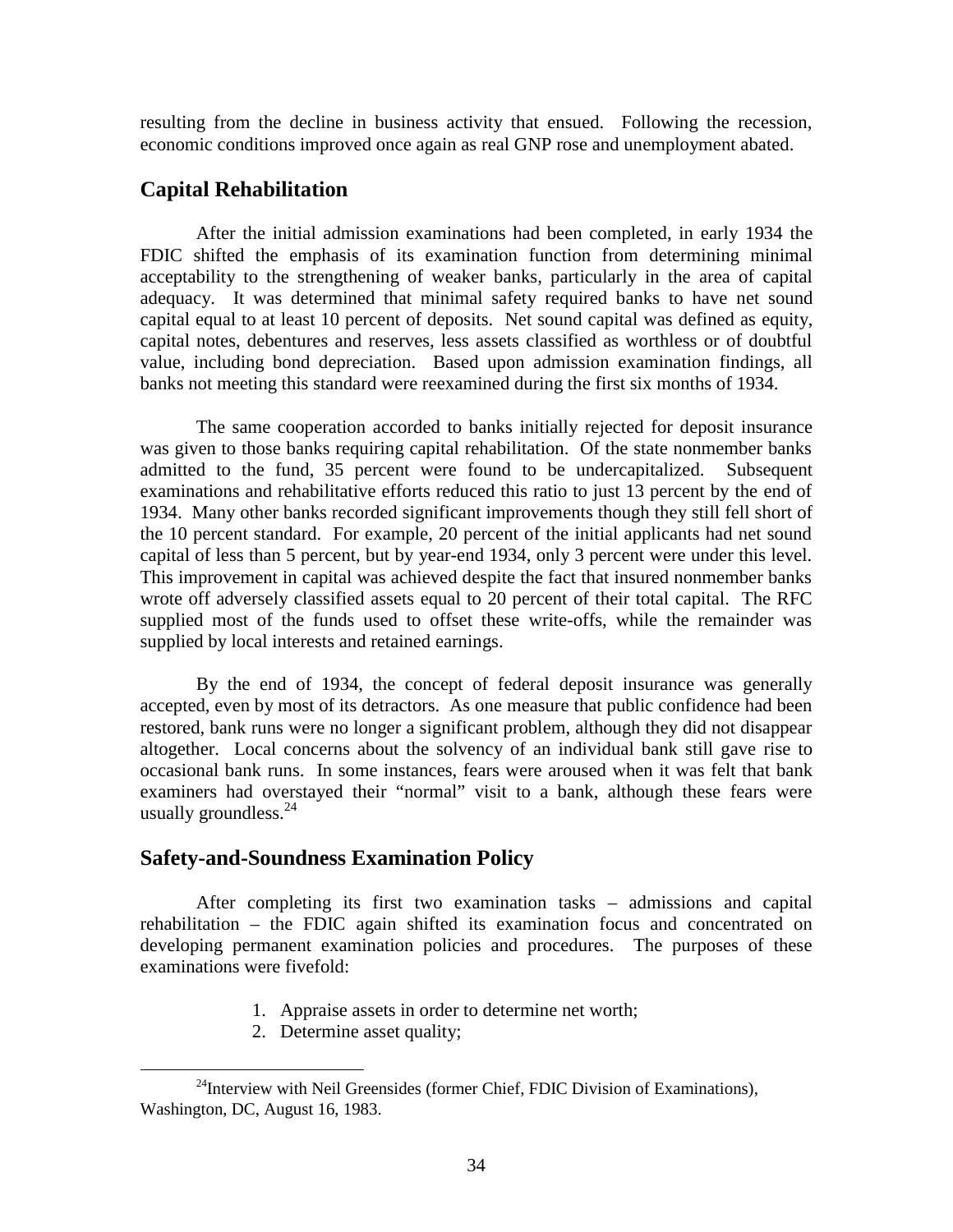resulting from the decline in business activity that ensued. Following the recession, economic conditions improved once again as real GNP rose and unemployment abated.

## Capital Rehabilitation

After the initial admission examinations had been completed, in early 1934 the FDIC shifted the emphasis of its examination function from determining minimal acceptability to the strengthening of weaker banks, particularly in the area of capital adequacy. It was determined that minimal safety required banks to have net sound capital equal to at least 10 percent of deposits. Net sound capital was defined as equity, capital notes, debentures and reserves, less assets classified as worthless or of doubtful value, including bond depreciation. Based upon admission examination findings, all banks not meeting this standard were reexamined during the first six months of 1934.

The same cooperation accorded to banks initially rejected for deposit insurance was given to those banks requiring capital rehabilitation. Of the state nonmember banks admitted to the fund, 35 percent were found to be undercapitalized. Subsequent examinations and rehabilitative efforts reduced this ratio to just 13 percent by the end of 1934. Many other banks recorded significant improvements though they still fell short of the 10 percent standard. For example, 20 percent of the initial applicants had net sound capital of less than 5 percent, but by year-end 1934, only 3 percent were under this level. This improvement in capital was achieved despite the fact that insured nonmember banks wrote off adversely classified assets equal to 20 percent of their total capital. The RFC supplied most of the funds used to offset these write-offs, while the remainder was supplied by local interests and retained earnings.

By the end of 1934, the concept of federal deposit insurance was generally accepted, even by most of its detractors. As one measure that public confidence had been restored, bank runs were no longer a significant problem, although they did not disappear altogether. Local concerns about the solvency of an individual bank still gave rise to occasional bank runs. In some instances, fears were aroused when it was felt that bank examiners had overstayed their "normal" visit to a bank, although these fears were usually groundless.[24]

## Safety-and-Soundness Examination Policy

After completing its first two examination tasks – admissions and capital rehabilitation – the FDIC again shifted its examination focus and concentrated on developing permanent examination policies and procedures. The purposes of these examinations were fivefold:

1. Appraise assets in order to determine net worth;
2. Determine asset quality;

[24] Interview with Neil Greensides (former Chief, FDIC Division of Examinations), Washington, DC, August 16, 1983.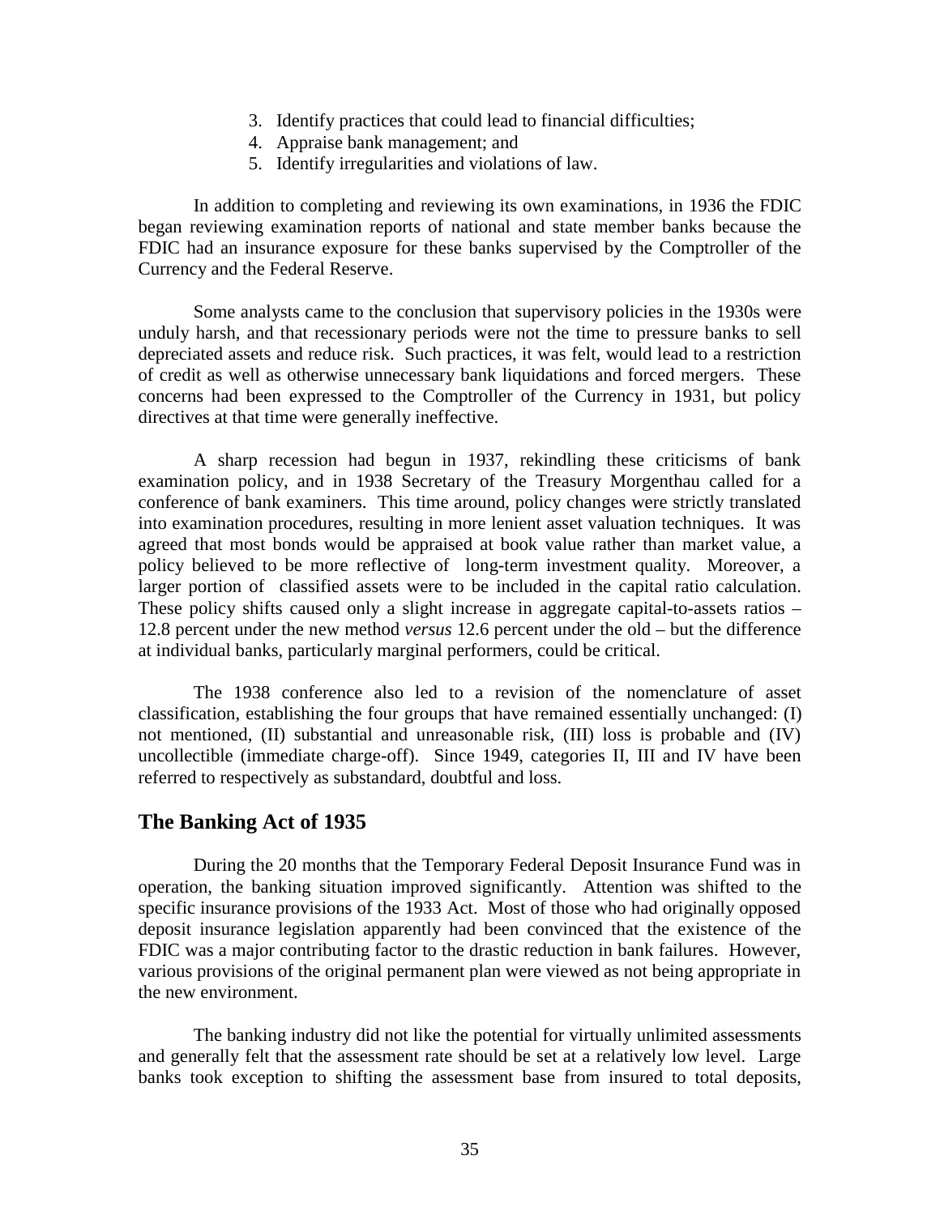3. Identify practices that could lead to financial difficulties;
4. Appraise bank management; and
5. Identify irregularities and violations of law.

In addition to completing and reviewing its own examinations, in 1936 the FDIC began reviewing examination reports of national and state member banks because the FDIC had an insurance exposure for these banks supervised by the Comptroller of the Currency and the Federal Reserve.

Some analysts came to the conclusion that supervisory policies in the 1930s were unduly harsh, and that recessionary periods were not the time to pressure banks to sell depreciated assets and reduce risk. Such practices, it was felt, would lead to a restriction of credit as well as otherwise unnecessary bank liquidations and forced mergers. These concerns had been expressed to the Comptroller of the Currency in 1931, but policy directives at that time were generally ineffective.

A sharp recession had begun in 1937, rekindling these criticisms of bank examination policy, and in 1938 Secretary of the Treasury Morgenthau called for a conference of bank examiners. This time around, policy changes were strictly translated into examination procedures, resulting in more lenient asset valuation techniques. It was agreed that most bonds would be appraised at book value rather than market value, a policy believed to be more reflective of long-term investment quality. Moreover, a larger portion of classified assets were to be included in the capital ratio calculation. These policy shifts caused only a slight increase in aggregate capital-to-assets ratios – 12.8 percent under the new method *versus* 12.6 percent under the old – but the difference at individual banks, particularly marginal performers, could be critical.

The 1938 conference also led to a revision of the nomenclature of asset classification, establishing the four groups that have remained essentially unchanged: (I) not mentioned, (II) substantial and unreasonable risk, (III) loss is probable and (IV) uncollectible (immediate charge-off). Since 1949, categories II, III and IV have been referred to respectively as substandard, doubtful and loss.

## The Banking Act of 1935

During the 20 months that the Temporary Federal Deposit Insurance Fund was in operation, the banking situation improved significantly. Attention was shifted to the specific insurance provisions of the 1933 Act. Most of those who had originally opposed deposit insurance legislation apparently had been convinced that the existence of the FDIC was a major contributing factor to the drastic reduction in bank failures. However, various provisions of the original permanent plan were viewed as not being appropriate in the new environment.

The banking industry did not like the potential for virtually unlimited assessments and generally felt that the assessment rate should be set at a relatively low level. Large banks took exception to shifting the assessment base from insured to total deposits,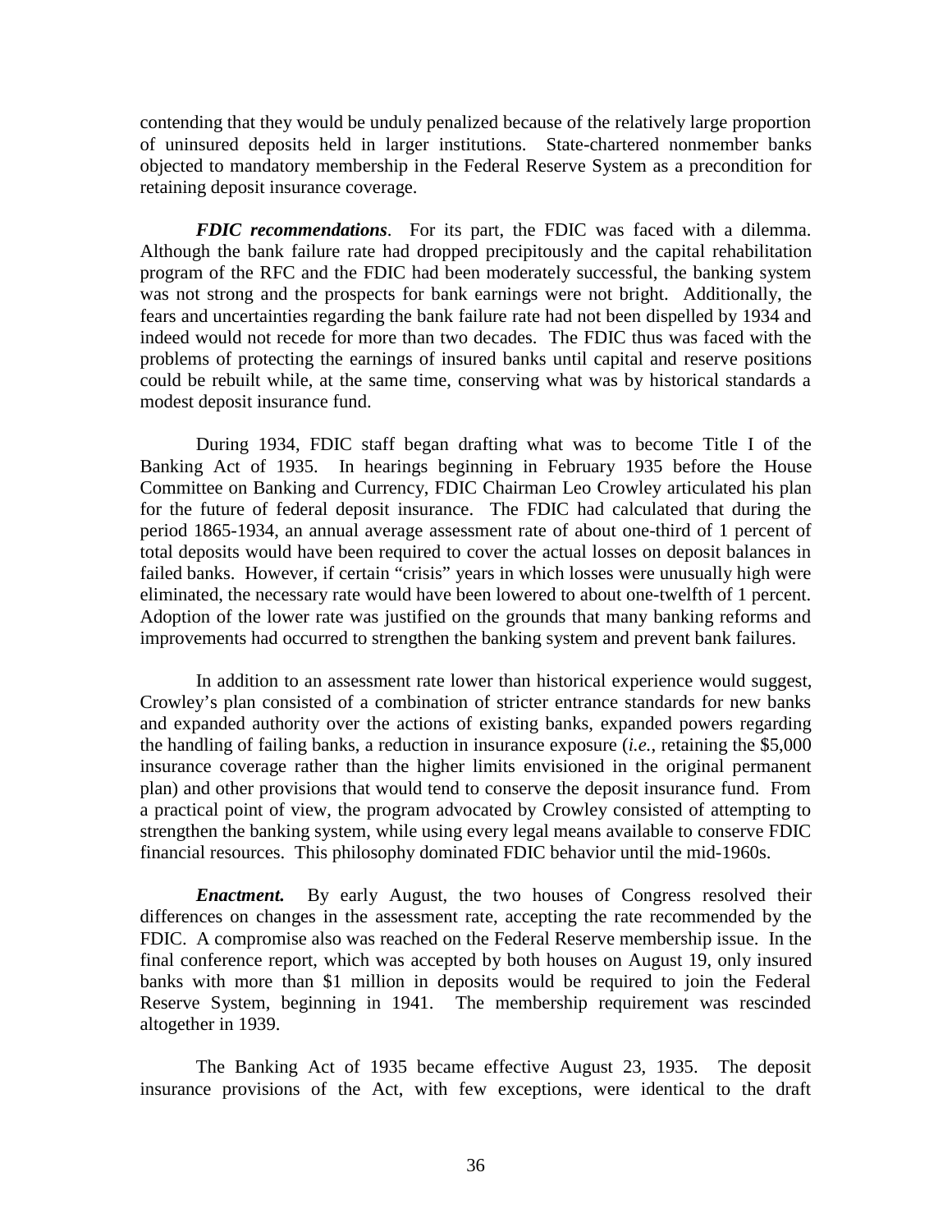contending that they would be unduly penalized because of the relatively large proportion of uninsured deposits held in larger institutions. State-chartered nonmember banks objected to mandatory membership in the Federal Reserve System as a precondition for retaining deposit insurance coverage.

***FDIC recommendations***. For its part, the FDIC was faced with a dilemma. Although the bank failure rate had dropped precipitously and the capital rehabilitation program of the RFC and the FDIC had been moderately successful, the banking system was not strong and the prospects for bank earnings were not bright. Additionally, the fears and uncertainties regarding the bank failure rate had not been dispelled by 1934 and indeed would not recede for more than two decades. The FDIC thus was faced with the problems of protecting the earnings of insured banks until capital and reserve positions could be rebuilt while, at the same time, conserving what was by historical standards a modest deposit insurance fund.

During 1934, FDIC staff began drafting what was to become Title I of the Banking Act of 1935. In hearings beginning in February 1935 before the House Committee on Banking and Currency, FDIC Chairman Leo Crowley articulated his plan for the future of federal deposit insurance. The FDIC had calculated that during the period 1865-1934, an annual average assessment rate of about one-third of 1 percent of total deposits would have been required to cover the actual losses on deposit balances in failed banks. However, if certain "crisis" years in which losses were unusually high were eliminated, the necessary rate would have been lowered to about one-twelfth of 1 percent. Adoption of the lower rate was justified on the grounds that many banking reforms and improvements had occurred to strengthen the banking system and prevent bank failures.

In addition to an assessment rate lower than historical experience would suggest, Crowley's plan consisted of a combination of stricter entrance standards for new banks and expanded authority over the actions of existing banks, expanded powers regarding the handling of failing banks, a reduction in insurance exposure (*i.e.*, retaining the $5,000 insurance coverage rather than the higher limits envisioned in the original permanent plan) and other provisions that would tend to conserve the deposit insurance fund. From a practical point of view, the program advocated by Crowley consisted of attempting to strengthen the banking system, while using every legal means available to conserve FDIC financial resources. This philosophy dominated FDIC behavior until the mid-1960s.

***Enactment.*** By early August, the two houses of Congress resolved their differences on changes in the assessment rate, accepting the rate recommended by the FDIC. A compromise also was reached on the Federal Reserve membership issue. In the final conference report, which was accepted by both houses on August 19, only insured banks with more than $1 million in deposits would be required to join the Federal Reserve System, beginning in 1941. The membership requirement was rescinded altogether in 1939.

The Banking Act of 1935 became effective August 23, 1935. The deposit insurance provisions of the Act, with few exceptions, were identical to the draft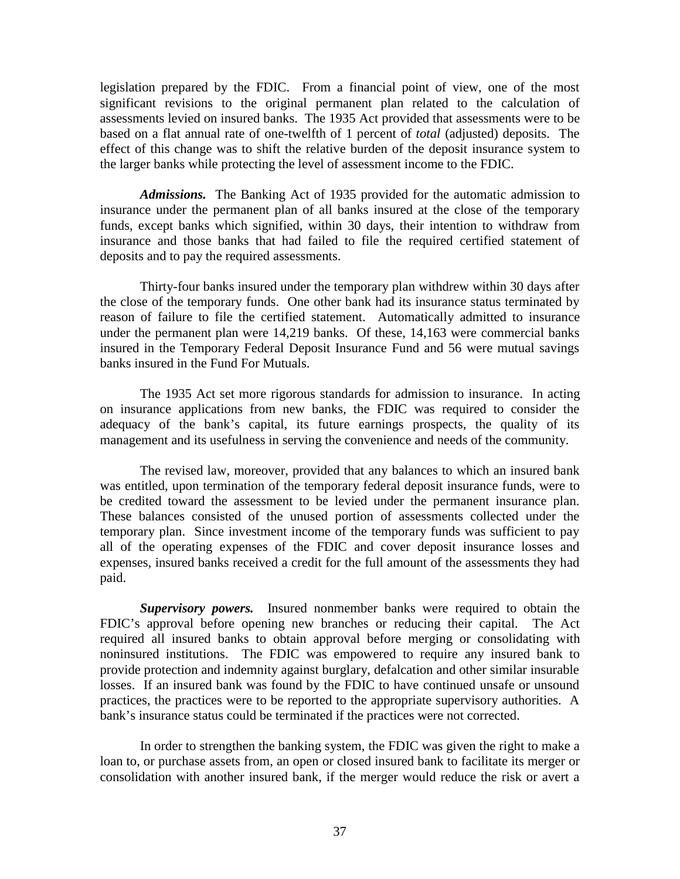legislation prepared by the FDIC. From a financial point of view, one of the most significant revisions to the original permanent plan related to the calculation of assessments levied on insured banks. The 1935 Act provided that assessments were to be based on a flat annual rate of one-twelfth of 1 percent of *total* (adjusted) deposits. The effect of this change was to shift the relative burden of the deposit insurance system to the larger banks while protecting the level of assessment income to the FDIC.

***Admissions.*** The Banking Act of 1935 provided for the automatic admission to insurance under the permanent plan of all banks insured at the close of the temporary funds, except banks which signified, within 30 days, their intention to withdraw from insurance and those banks that had failed to file the required certified statement of deposits and to pay the required assessments.

Thirty-four banks insured under the temporary plan withdrew within 30 days after the close of the temporary funds. One other bank had its insurance status terminated by reason of failure to file the certified statement. Automatically admitted to insurance under the permanent plan were 14,219 banks. Of these, 14,163 were commercial banks insured in the Temporary Federal Deposit Insurance Fund and 56 were mutual savings banks insured in the Fund For Mutuals.

The 1935 Act set more rigorous standards for admission to insurance. In acting on insurance applications from new banks, the FDIC was required to consider the adequacy of the bank's capital, its future earnings prospects, the quality of its management and its usefulness in serving the convenience and needs of the community.

The revised law, moreover, provided that any balances to which an insured bank was entitled, upon termination of the temporary federal deposit insurance funds, were to be credited toward the assessment to be levied under the permanent insurance plan. These balances consisted of the unused portion of assessments collected under the temporary plan. Since investment income of the temporary funds was sufficient to pay all of the operating expenses of the FDIC and cover deposit insurance losses and expenses, insured banks received a credit for the full amount of the assessments they had paid.

***Supervisory powers.*** Insured nonmember banks were required to obtain the FDIC's approval before opening new branches or reducing their capital. The Act required all insured banks to obtain approval before merging or consolidating with noninsured institutions. The FDIC was empowered to require any insured bank to provide protection and indemnity against burglary, defalcation and other similar insurable losses. If an insured bank was found by the FDIC to have continued unsafe or unsound practices, the practices were to be reported to the appropriate supervisory authorities. A bank's insurance status could be terminated if the practices were not corrected.

In order to strengthen the banking system, the FDIC was given the right to make a loan to, or purchase assets from, an open or closed insured bank to facilitate its merger or consolidation with another insured bank, if the merger would reduce the risk or avert a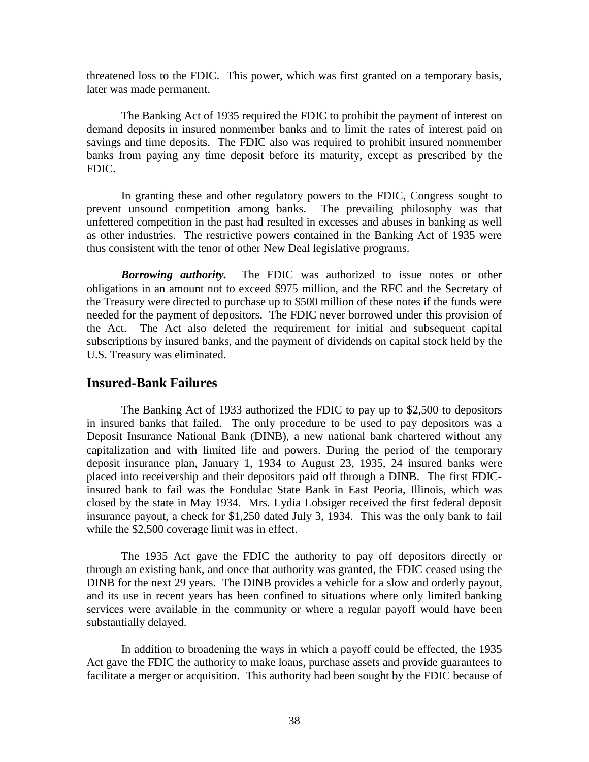threatened loss to the FDIC. This power, which was first granted on a temporary basis, later was made permanent.

The Banking Act of 1935 required the FDIC to prohibit the payment of interest on demand deposits in insured nonmember banks and to limit the rates of interest paid on savings and time deposits. The FDIC also was required to prohibit insured nonmember banks from paying any time deposit before its maturity, except as prescribed by the FDIC.

In granting these and other regulatory powers to the FDIC, Congress sought to prevent unsound competition among banks. The prevailing philosophy was that unfettered competition in the past had resulted in excesses and abuses in banking as well as other industries. The restrictive powers contained in the Banking Act of 1935 were thus consistent with the tenor of other New Deal legislative programs.

***Borrowing authority.*** The FDIC was authorized to issue notes or other obligations in an amount not to exceed \$975 million, and the RFC and the Secretary of the Treasury were directed to purchase up to \$500 million of these notes if the funds were needed for the payment of depositors. The FDIC never borrowed under this provision of the Act. The Act also deleted the requirement for initial and subsequent capital subscriptions by insured banks, and the payment of dividends on capital stock held by the U.S. Treasury was eliminated.

## Insured-Bank Failures

The Banking Act of 1933 authorized the FDIC to pay up to \$2,500 to depositors in insured banks that failed. The only procedure to be used to pay depositors was a Deposit Insurance National Bank (DINB), a new national bank chartered without any capitalization and with limited life and powers. During the period of the temporary deposit insurance plan, January 1, 1934 to August 23, 1935, 24 insured banks were placed into receivership and their depositors paid off through a DINB. The first FDIC-insured bank to fail was the Fondulac State Bank in East Peoria, Illinois, which was closed by the state in May 1934. Mrs. Lydia Lobsiger received the first federal deposit insurance payout, a check for \$1,250 dated July 3, 1934. This was the only bank to fail while the \$2,500 coverage limit was in effect.

The 1935 Act gave the FDIC the authority to pay off depositors directly or through an existing bank, and once that authority was granted, the FDIC ceased using the DINB for the next 29 years. The DINB provides a vehicle for a slow and orderly payout, and its use in recent years has been confined to situations where only limited banking services were available in the community or where a regular payoff would have been substantially delayed.

In addition to broadening the ways in which a payoff could be effected, the 1935 Act gave the FDIC the authority to make loans, purchase assets and provide guarantees to facilitate a merger or acquisition. This authority had been sought by the FDIC because of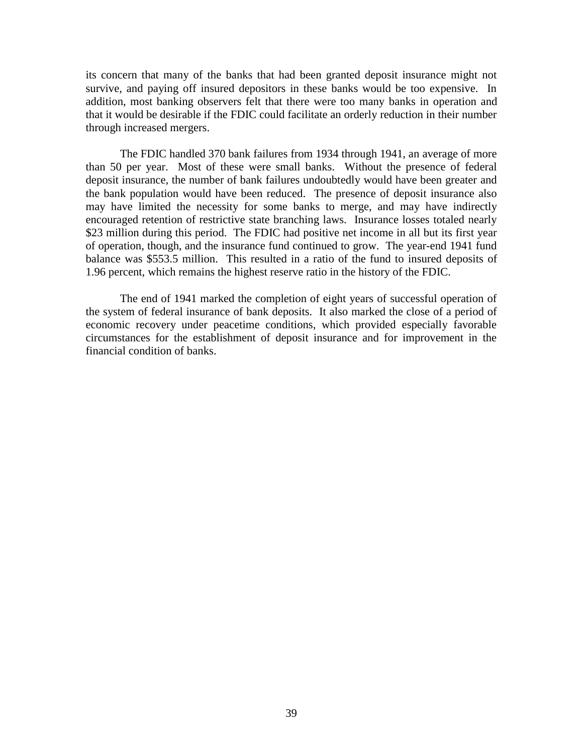its concern that many of the banks that had been granted deposit insurance might not survive, and paying off insured depositors in these banks would be too expensive. In addition, most banking observers felt that there were too many banks in operation and that it would be desirable if the FDIC could facilitate an orderly reduction in their number through increased mergers.

The FDIC handled 370 bank failures from 1934 through 1941, an average of more than 50 per year. Most of these were small banks. Without the presence of federal deposit insurance, the number of bank failures undoubtedly would have been greater and the bank population would have been reduced. The presence of deposit insurance also may have limited the necessity for some banks to merge, and may have indirectly encouraged retention of restrictive state branching laws. Insurance losses totaled nearly $23 million during this period. The FDIC had positive net income in all but its first year of operation, though, and the insurance fund continued to grow. The year-end 1941 fund balance was $553.5 million. This resulted in a ratio of the fund to insured deposits of 1.96 percent, which remains the highest reserve ratio in the history of the FDIC.

The end of 1941 marked the completion of eight years of successful operation of the system of federal insurance of bank deposits. It also marked the close of a period of economic recovery under peacetime conditions, which provided especially favorable circumstances for the establishment of deposit insurance and for improvement in the financial condition of banks.